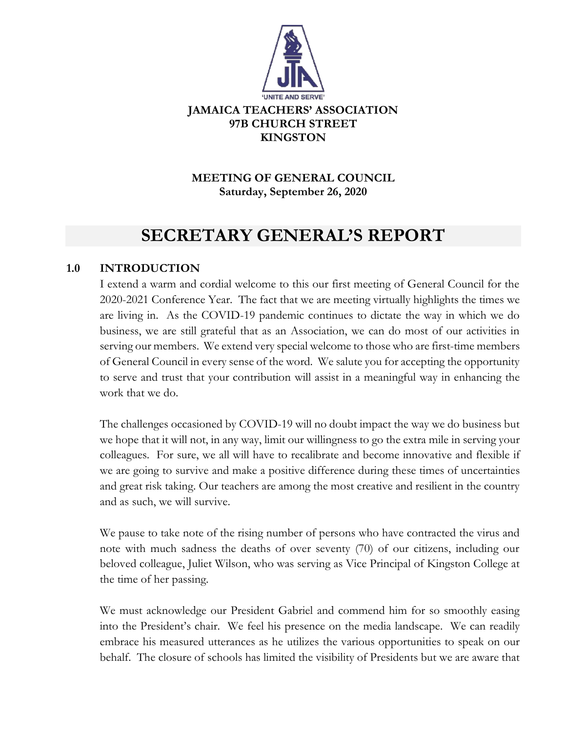'UNITE AND SERVE'

**JAMAICA TEACHERS' ASSOCIATION**
**97B CHURCH STREET**
**KINGSTON**

**MEETING OF GENERAL COUNCIL**
**Saturday, September 26, 2020**

# SECRETARY GENERAL'S REPORT

## 1.0 INTRODUCTION

I extend a warm and cordial welcome to this our first meeting of General Council for the 2020-2021 Conference Year. The fact that we are meeting virtually highlights the times we are living in. As the COVID-19 pandemic continues to dictate the way in which we do business, we are still grateful that as an Association, we can do most of our activities in serving our members. We extend very special welcome to those who are first-time members of General Council in every sense of the word. We salute you for accepting the opportunity to serve and trust that your contribution will assist in a meaningful way in enhancing the work that we do.

The challenges occasioned by COVID-19 will no doubt impact the way we do business but we hope that it will not, in any way, limit our willingness to go the extra mile in serving your colleagues. For sure, we all will have to recalibrate and become innovative and flexible if we are going to survive and make a positive difference during these times of uncertainties and great risk taking. Our teachers are among the most creative and resilient in the country and as such, we will survive.

We pause to take note of the rising number of persons who have contracted the virus and note with much sadness the deaths of over seventy (70) of our citizens, including our beloved colleague, Juliet Wilson, who was serving as Vice Principal of Kingston College at the time of her passing.

We must acknowledge our President Gabriel and commend him for so smoothly easing into the President's chair. We feel his presence on the media landscape. We can readily embrace his measured utterances as he utilizes the various opportunities to speak on our behalf. The closure of schools has limited the visibility of Presidents but we are aware that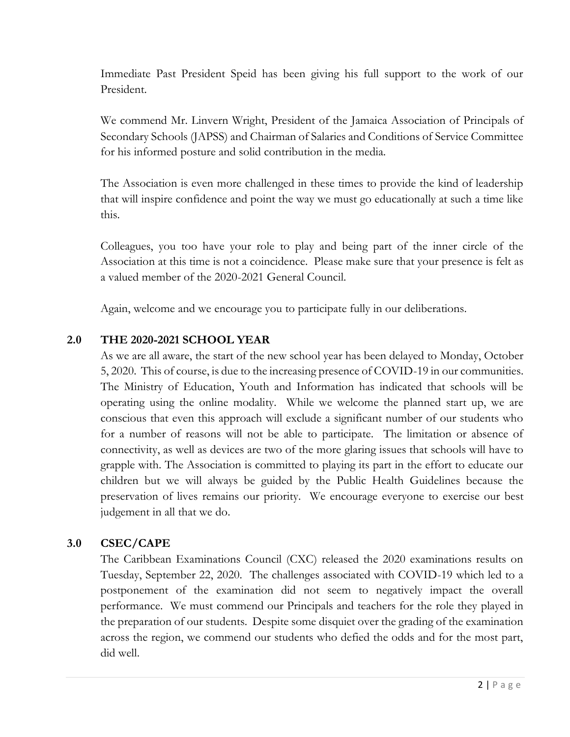Immediate Past President Speid has been giving his full support to the work of our President.

We commend Mr. Linvern Wright, President of the Jamaica Association of Principals of Secondary Schools (JAPSS) and Chairman of Salaries and Conditions of Service Committee for his informed posture and solid contribution in the media.

The Association is even more challenged in these times to provide the kind of leadership that will inspire confidence and point the way we must go educationally at such a time like this.

Colleagues, you too have your role to play and being part of the inner circle of the Association at this time is not a coincidence. Please make sure that your presence is felt as a valued member of the 2020-2021 General Council.

Again, welcome and we encourage you to participate fully in our deliberations.

## 2.0 THE 2020-2021 SCHOOL YEAR

As we are all aware, the start of the new school year has been delayed to Monday, October 5, 2020. This of course, is due to the increasing presence of COVID-19 in our communities. The Ministry of Education, Youth and Information has indicated that schools will be operating using the online modality. While we welcome the planned start up, we are conscious that even this approach will exclude a significant number of our students who for a number of reasons will not be able to participate. The limitation or absence of connectivity, as well as devices are two of the more glaring issues that schools will have to grapple with. The Association is committed to playing its part in the effort to educate our children but we will always be guided by the Public Health Guidelines because the preservation of lives remains our priority. We encourage everyone to exercise our best judgement in all that we do.

## 3.0 CSEC/CAPE

The Caribbean Examinations Council (CXC) released the 2020 examinations results on Tuesday, September 22, 2020. The challenges associated with COVID-19 which led to a postponement of the examination did not seem to negatively impact the overall performance. We must commend our Principals and teachers for the role they played in the preparation of our students. Despite some disquiet over the grading of the examination across the region, we commend our students who defied the odds and for the most part, did well.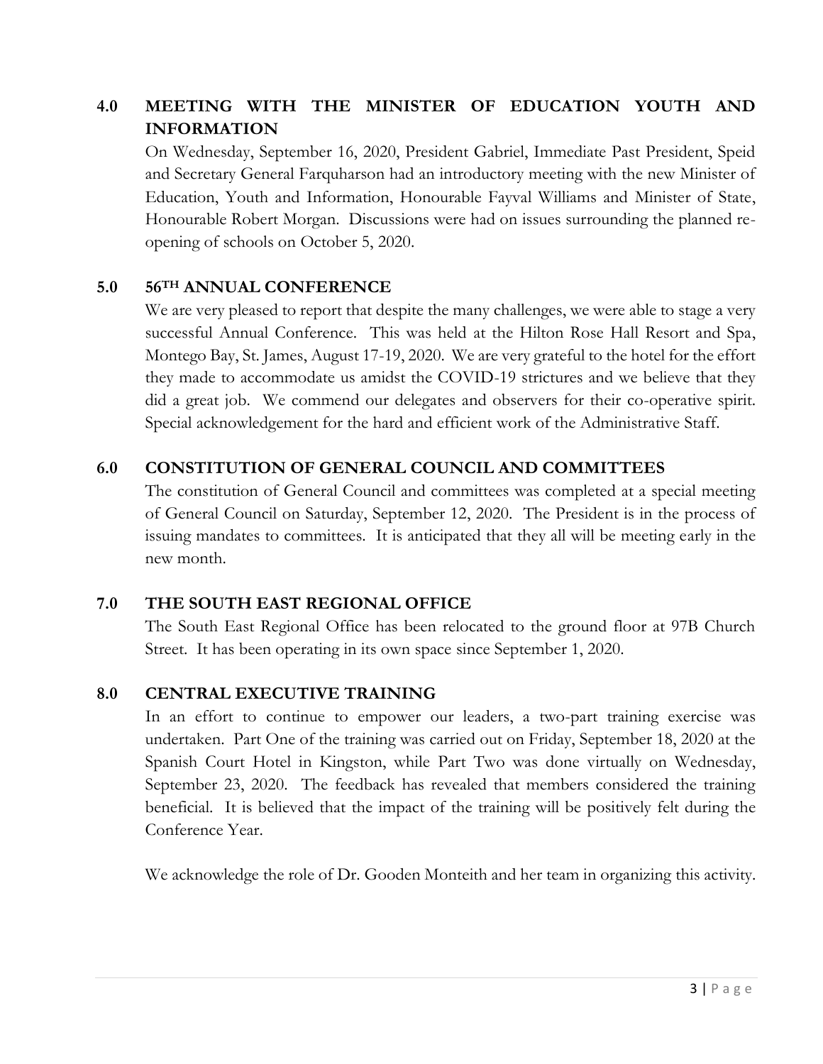## 4.0 MEETING WITH THE MINISTER OF EDUCATION YOUTH AND INFORMATION

On Wednesday, September 16, 2020, President Gabriel, Immediate Past President, Speid and Secretary General Farquharson had an introductory meeting with the new Minister of Education, Youth and Information, Honourable Fayval Williams and Minister of State, Honourable Robert Morgan. Discussions were had on issues surrounding the planned re-opening of schools on October 5, 2020.

## 5.0 56TH ANNUAL CONFERENCE

We are very pleased to report that despite the many challenges, we were able to stage a very successful Annual Conference. This was held at the Hilton Rose Hall Resort and Spa, Montego Bay, St. James, August 17-19, 2020. We are very grateful to the hotel for the effort they made to accommodate us amidst the COVID-19 strictures and we believe that they did a great job. We commend our delegates and observers for their co-operative spirit. Special acknowledgement for the hard and efficient work of the Administrative Staff.

## 6.0 CONSTITUTION OF GENERAL COUNCIL AND COMMITTEES

The constitution of General Council and committees was completed at a special meeting of General Council on Saturday, September 12, 2020. The President is in the process of issuing mandates to committees. It is anticipated that they all will be meeting early in the new month.

## 7.0 THE SOUTH EAST REGIONAL OFFICE

The South East Regional Office has been relocated to the ground floor at 97B Church Street. It has been operating in its own space since September 1, 2020.

## 8.0 CENTRAL EXECUTIVE TRAINING

In an effort to continue to empower our leaders, a two-part training exercise was undertaken. Part One of the training was carried out on Friday, September 18, 2020 at the Spanish Court Hotel in Kingston, while Part Two was done virtually on Wednesday, September 23, 2020. The feedback has revealed that members considered the training beneficial. It is believed that the impact of the training will be positively felt during the Conference Year.

We acknowledge the role of Dr. Gooden Monteith and her team in organizing this activity.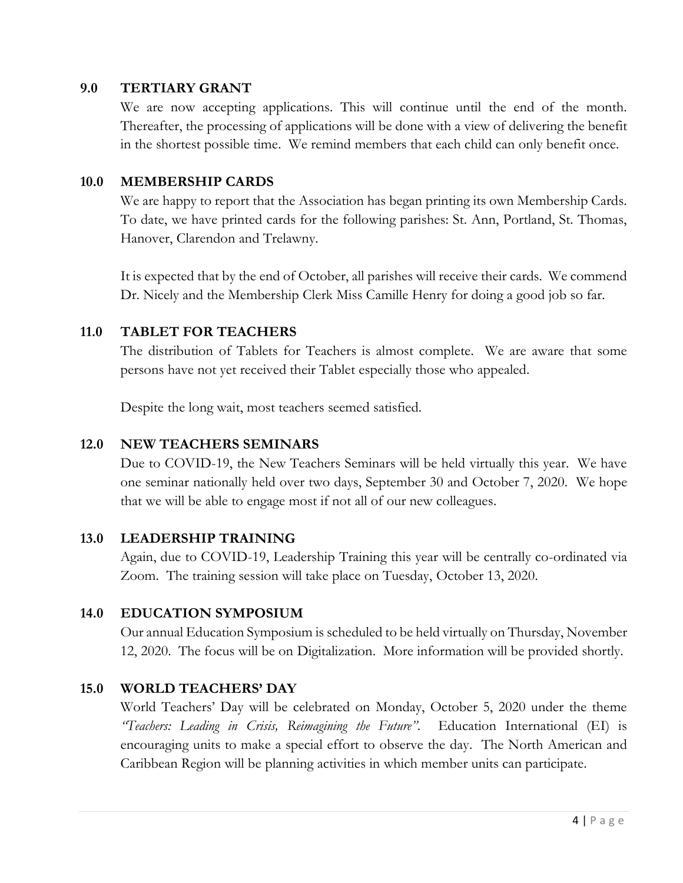## 9.0 TERTIARY GRANT

We are now accepting applications. This will continue until the end of the month. Thereafter, the processing of applications will be done with a view of delivering the benefit in the shortest possible time. We remind members that each child can only benefit once.

## 10.0 MEMBERSHIP CARDS

We are happy to report that the Association has began printing its own Membership Cards. To date, we have printed cards for the following parishes: St. Ann, Portland, St. Thomas, Hanover, Clarendon and Trelawny.

It is expected that by the end of October, all parishes will receive their cards. We commend Dr. Nicely and the Membership Clerk Miss Camille Henry for doing a good job so far.

## 11.0 TABLET FOR TEACHERS

The distribution of Tablets for Teachers is almost complete. We are aware that some persons have not yet received their Tablet especially those who appealed.

Despite the long wait, most teachers seemed satisfied.

## 12.0 NEW TEACHERS SEMINARS

Due to COVID-19, the New Teachers Seminars will be held virtually this year. We have one seminar nationally held over two days, September 30 and October 7, 2020. We hope that we will be able to engage most if not all of our new colleagues.

## 13.0 LEADERSHIP TRAINING

Again, due to COVID-19, Leadership Training this year will be centrally co-ordinated via Zoom. The training session will take place on Tuesday, October 13, 2020.

## 14.0 EDUCATION SYMPOSIUM

Our annual Education Symposium is scheduled to be held virtually on Thursday, November 12, 2020. The focus will be on Digitalization. More information will be provided shortly.

## 15.0 WORLD TEACHERS' DAY

World Teachers' Day will be celebrated on Monday, October 5, 2020 under the theme *"Teachers: Leading in Crisis, Reimagining the Future"*. Education International (EI) is encouraging units to make a special effort to observe the day. The North American and Caribbean Region will be planning activities in which member units can participate.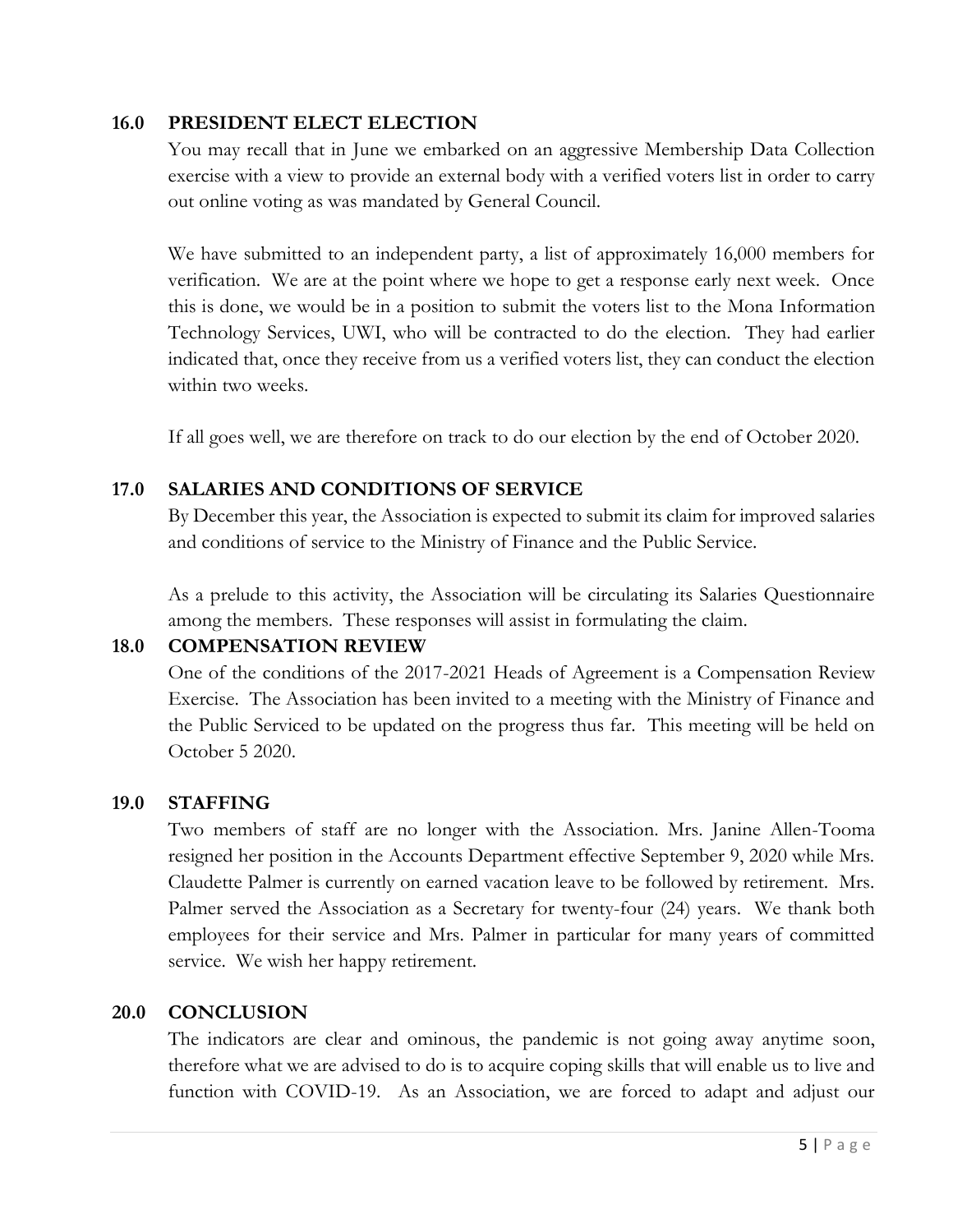## 16.0 PRESIDENT ELECT ELECTION

You may recall that in June we embarked on an aggressive Membership Data Collection exercise with a view to provide an external body with a verified voters list in order to carry out online voting as was mandated by General Council.

We have submitted to an independent party, a list of approximately 16,000 members for verification. We are at the point where we hope to get a response early next week. Once this is done, we would be in a position to submit the voters list to the Mona Information Technology Services, UWI, who will be contracted to do the election. They had earlier indicated that, once they receive from us a verified voters list, they can conduct the election within two weeks.

If all goes well, we are therefore on track to do our election by the end of October 2020.

## 17.0 SALARIES AND CONDITIONS OF SERVICE

By December this year, the Association is expected to submit its claim for improved salaries and conditions of service to the Ministry of Finance and the Public Service.

As a prelude to this activity, the Association will be circulating its Salaries Questionnaire among the members. These responses will assist in formulating the claim.

## 18.0 COMPENSATION REVIEW

One of the conditions of the 2017-2021 Heads of Agreement is a Compensation Review Exercise. The Association has been invited to a meeting with the Ministry of Finance and the Public Serviced to be updated on the progress thus far. This meeting will be held on October 5 2020.

## 19.0 STAFFING

Two members of staff are no longer with the Association. Mrs. Janine Allen-Tooma resigned her position in the Accounts Department effective September 9, 2020 while Mrs. Claudette Palmer is currently on earned vacation leave to be followed by retirement. Mrs. Palmer served the Association as a Secretary for twenty-four (24) years. We thank both employees for their service and Mrs. Palmer in particular for many years of committed service. We wish her happy retirement.

## 20.0 CONCLUSION

The indicators are clear and ominous, the pandemic is not going away anytime soon, therefore what we are advised to do is to acquire coping skills that will enable us to live and function with COVID-19. As an Association, we are forced to adapt and adjust our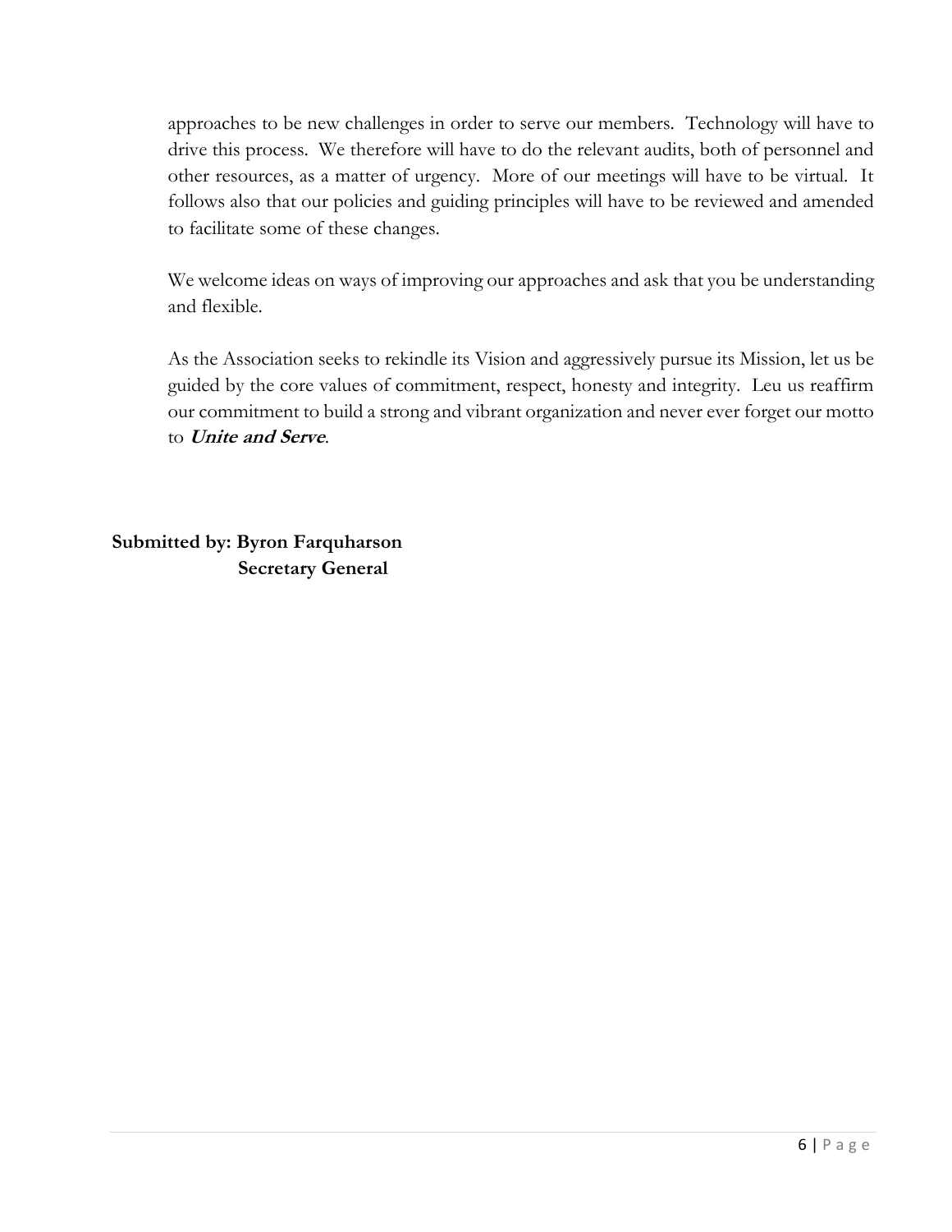approaches to be new challenges in order to serve our members. Technology will have to drive this process. We therefore will have to do the relevant audits, both of personnel and other resources, as a matter of urgency. More of our meetings will have to be virtual. It follows also that our policies and guiding principles will have to be reviewed and amended to facilitate some of these changes.

We welcome ideas on ways of improving our approaches and ask that you be understanding and flexible.

As the Association seeks to rekindle its Vision and aggressively pursue its Mission, let us be guided by the core values of commitment, respect, honesty and integrity. Leu us reaffirm our commitment to build a strong and vibrant organization and never ever forget our motto to ***Unite and Serve***.

**Submitted by: Byron Farquharson**
**Secretary General**